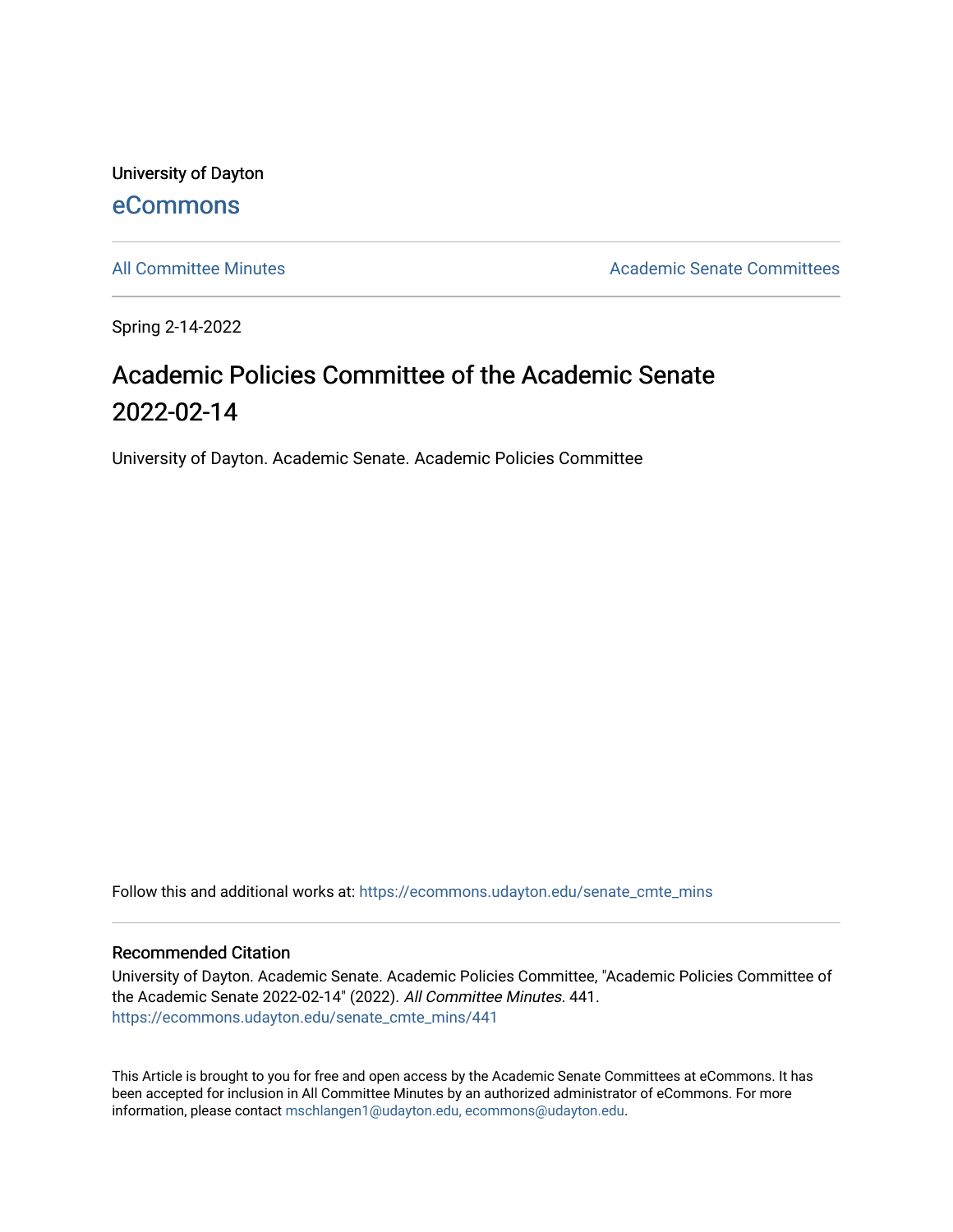University of Dayton

eCommons

All Committee Minutes

Academic Senate Committees

Spring 2-14-2022

# Academic Policies Committee of the Academic Senate 2022-02-14

University of Dayton. Academic Senate. Academic Policies Committee

Follow this and additional works at: https://ecommons.udayton.edu/senate_cmte_mins

## Recommended Citation

University of Dayton. Academic Senate. Academic Policies Committee, "Academic Policies Committee of the Academic Senate 2022-02-14" (2022). *All Committee Minutes*. 441.
https://ecommons.udayton.edu/senate_cmte_mins/441

This Article is brought to you for free and open access by the Academic Senate Committees at eCommons. It has been accepted for inclusion in All Committee Minutes by an authorized administrator of eCommons. For more information, please contact mschlangen1@udayton.edu, ecommons@udayton.edu.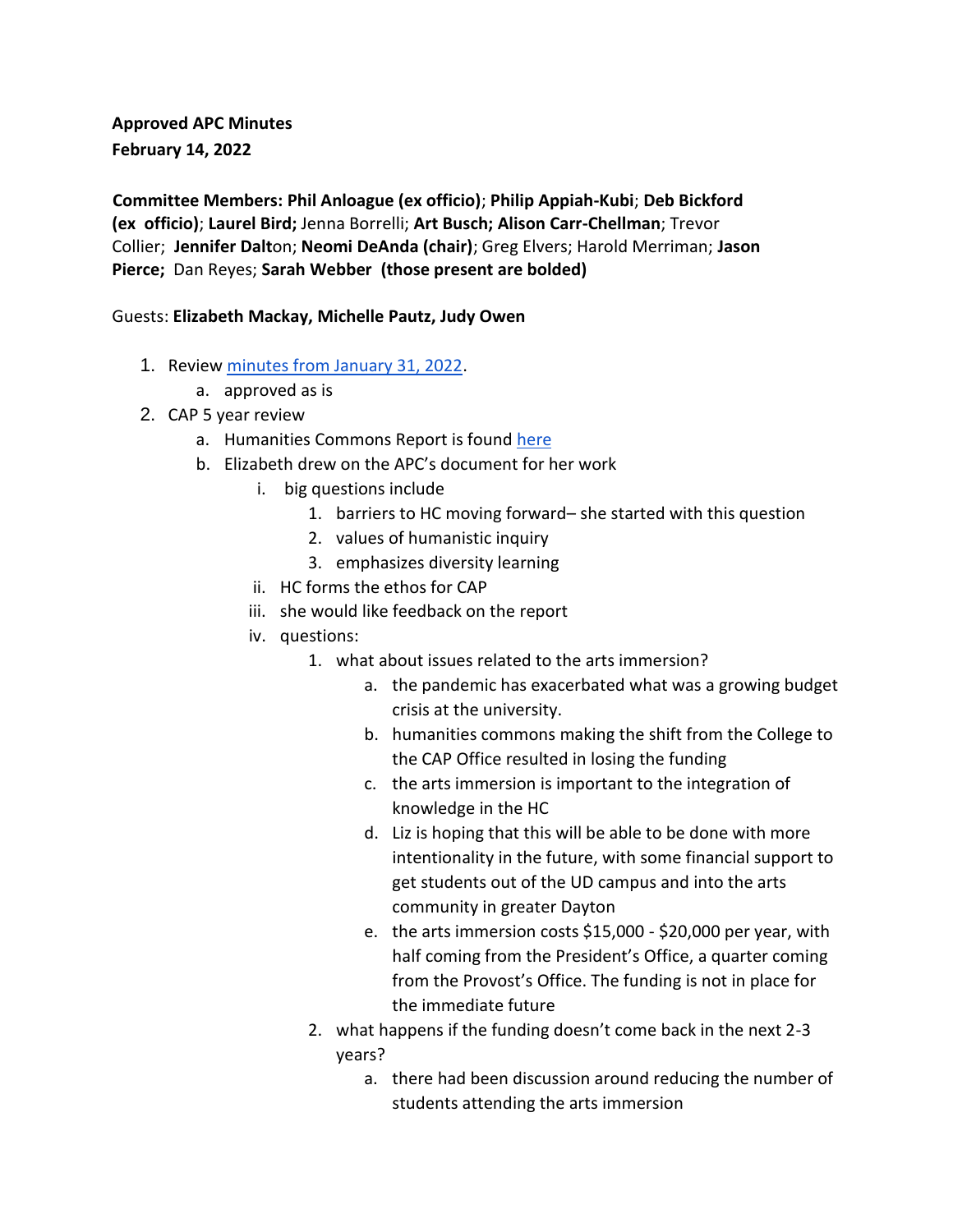**Approved APC Minutes**
**February 14, 2022**

**Committee Members: Phil Anloague (ex officio)**; **Philip Appiah-Kubi**; **Deb Bickford (ex officio)**; **Laurel Bird;** Jenna Borrelli; **Art Busch; Alison Carr-Chellman**; Trevor Collier; **Jennifer Dalt**on; **Neomi DeAnda (chair)**; Greg Elvers; Harold Merriman; **Jason Pierce;** Dan Reyes; **Sarah Webber (those present are bolded)**

Guests: **Elizabeth Mackay, Michelle Pautz, Judy Owen**

1. Review [minutes from January 31, 2022](#).
    a. approved as is
2. CAP 5 year review
    a. Humanities Commons Report is found [here](#)
    b. Elizabeth drew on the APC's document for her work
        i. big questions include
            1. barriers to HC moving forward– she started with this question
            2. values of humanistic inquiry
            3. emphasizes diversity learning
        ii. HC forms the ethos for CAP
        iii. she would like feedback on the report
        iv. questions:
            1. what about issues related to the arts immersion?
                a. the pandemic has exacerbated what was a growing budget crisis at the university.
                b. humanities commons making the shift from the College to the CAP Office resulted in losing the funding
                c. the arts immersion is important to the integration of knowledge in the HC
                d. Liz is hoping that this will be able to be done with more intentionality in the future, with some financial support to get students out of the UD campus and into the arts community in greater Dayton
                e. the arts immersion costs $15,000 - $20,000 per year, with half coming from the President's Office, a quarter coming from the Provost's Office. The funding is not in place for the immediate future
            2. what happens if the funding doesn't come back in the next 2-3 years?
                a. there had been discussion around reducing the number of students attending the arts immersion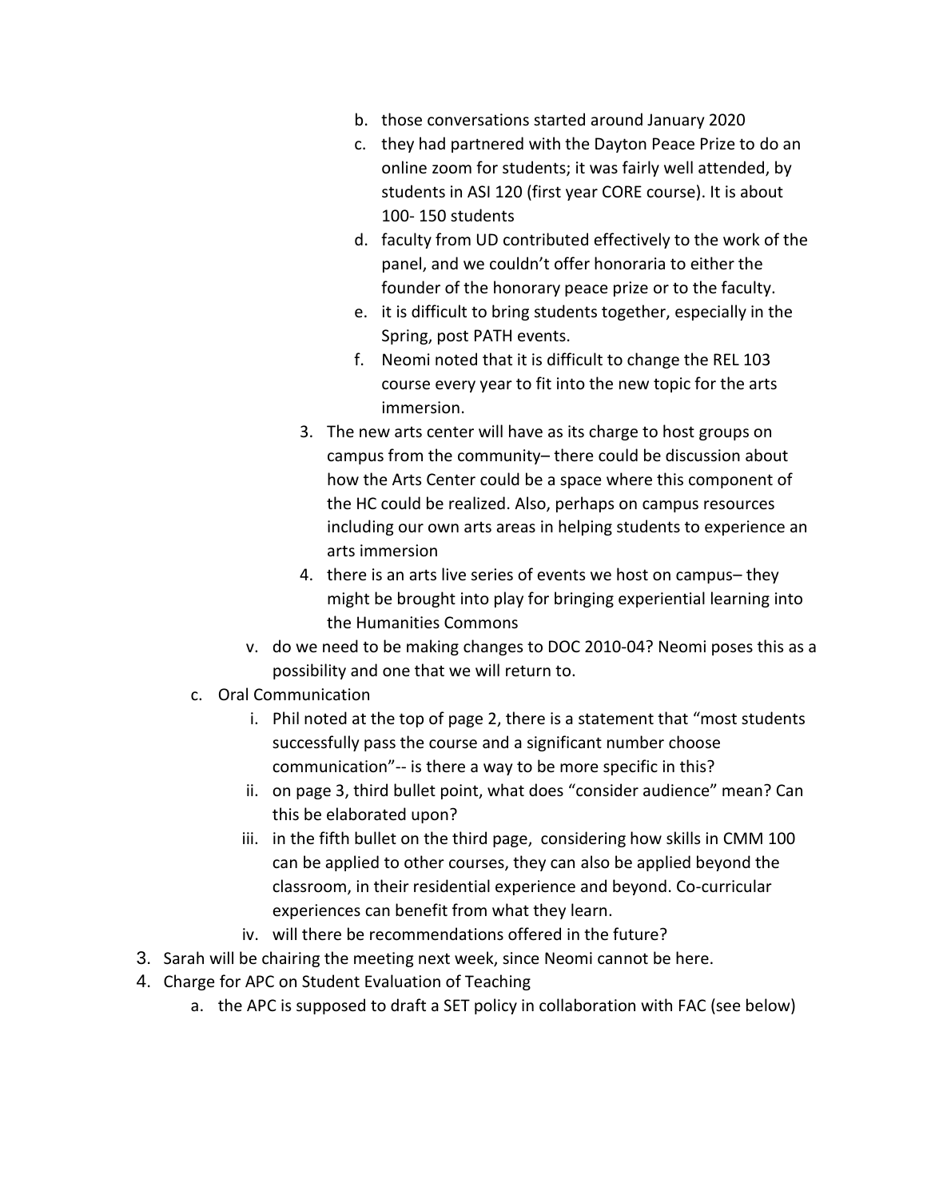b. those conversations started around January 2020
c. they had partnered with the Dayton Peace Prize to do an online zoom for students; it was fairly well attended, by students in ASI 120 (first year CORE course). It is about 100- 150 students
d. faculty from UD contributed effectively to the work of the panel, and we couldn't offer honoraria to either the founder of the honorary peace prize or to the faculty.
e. it is difficult to bring students together, especially in the Spring, post PATH events.
f. Neomi noted that it is difficult to change the REL 103 course every year to fit into the new topic for the arts immersion.

3. The new arts center will have as its charge to host groups on campus from the community– there could be discussion about how the Arts Center could be a space where this component of the HC could be realized. Also, perhaps on campus resources including our own arts areas in helping students to experience an arts immersion
4. there is an arts live series of events we host on campus– they might be brought into play for bringing experiential learning into the Humanities Commons

v. do we need to be making changes to DOC 2010-04? Neomi poses this as a possibility and one that we will return to.

c. Oral Communication
   i. Phil noted at the top of page 2, there is a statement that "most students successfully pass the course and a significant number choose communication"-- is there a way to be more specific in this?
   ii. on page 3, third bullet point, what does "consider audience" mean? Can this be elaborated upon?
   iii. in the fifth bullet on the third page, considering how skills in CMM 100 can be applied to other courses, they can also be applied beyond the classroom, in their residential experience and beyond. Co-curricular experiences can benefit from what they learn.
   iv. will there be recommendations offered in the future?

3. Sarah will be chairing the meeting next week, since Neomi cannot be here.
4. Charge for APC on Student Evaluation of Teaching
   a. the APC is supposed to draft a SET policy in collaboration with FAC (see below)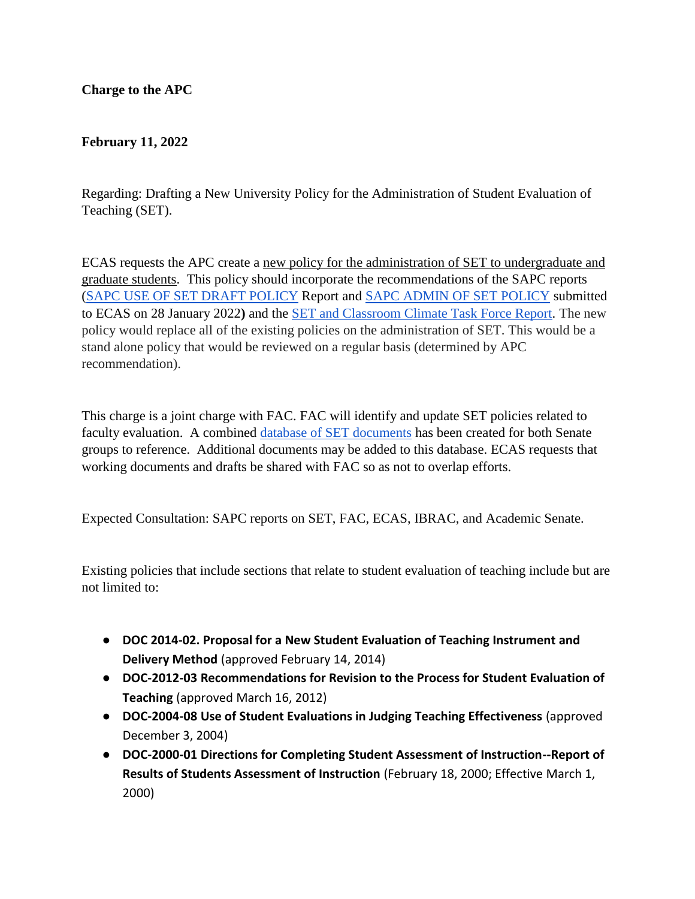**Charge to the APC**

**February 11, 2022**

Regarding: Drafting a New University Policy for the Administration of Student Evaluation of Teaching (SET).

ECAS requests the APC create a new policy for the administration of SET to undergraduate and graduate students. This policy should incorporate the recommendations of the SAPC reports (SAPC USE OF SET DRAFT POLICY Report and SAPC ADMIN OF SET POLICY submitted to ECAS on 28 January 2022**)** and the SET and Classroom Climate Task Force Report. The new policy would replace all of the existing policies on the administration of SET. This would be a stand alone policy that would be reviewed on a regular basis (determined by APC recommendation).

This charge is a joint charge with FAC. FAC will identify and update SET policies related to faculty evaluation. A combined database of SET documents has been created for both Senate groups to reference. Additional documents may be added to this database. ECAS requests that working documents and drafts be shared with FAC so as not to overlap efforts.

Expected Consultation: SAPC reports on SET, FAC, ECAS, IBRAC, and Academic Senate.

Existing policies that include sections that relate to student evaluation of teaching include but are not limited to:

- **DOC 2014-02. Proposal for a New Student Evaluation of Teaching Instrument and Delivery Method** (approved February 14, 2014)
- **DOC-2012-03 Recommendations for Revision to the Process for Student Evaluation of Teaching** (approved March 16, 2012)
- **DOC-2004-08 Use of Student Evaluations in Judging Teaching Effectiveness** (approved December 3, 2004)
- **DOC-2000-01 Directions for Completing Student Assessment of Instruction--Report of Results of Students Assessment of Instruction** (February 18, 2000; Effective March 1, 2000)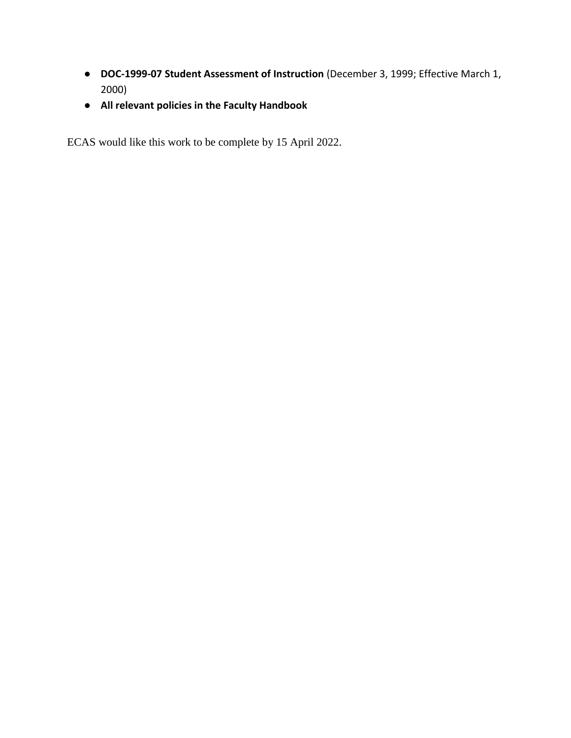- **DOC-1999-07 Student Assessment of Instruction** (December 3, 1999; Effective March 1, 2000)
- **All relevant policies in the Faculty Handbook**

ECAS would like this work to be complete by 15 April 2022.